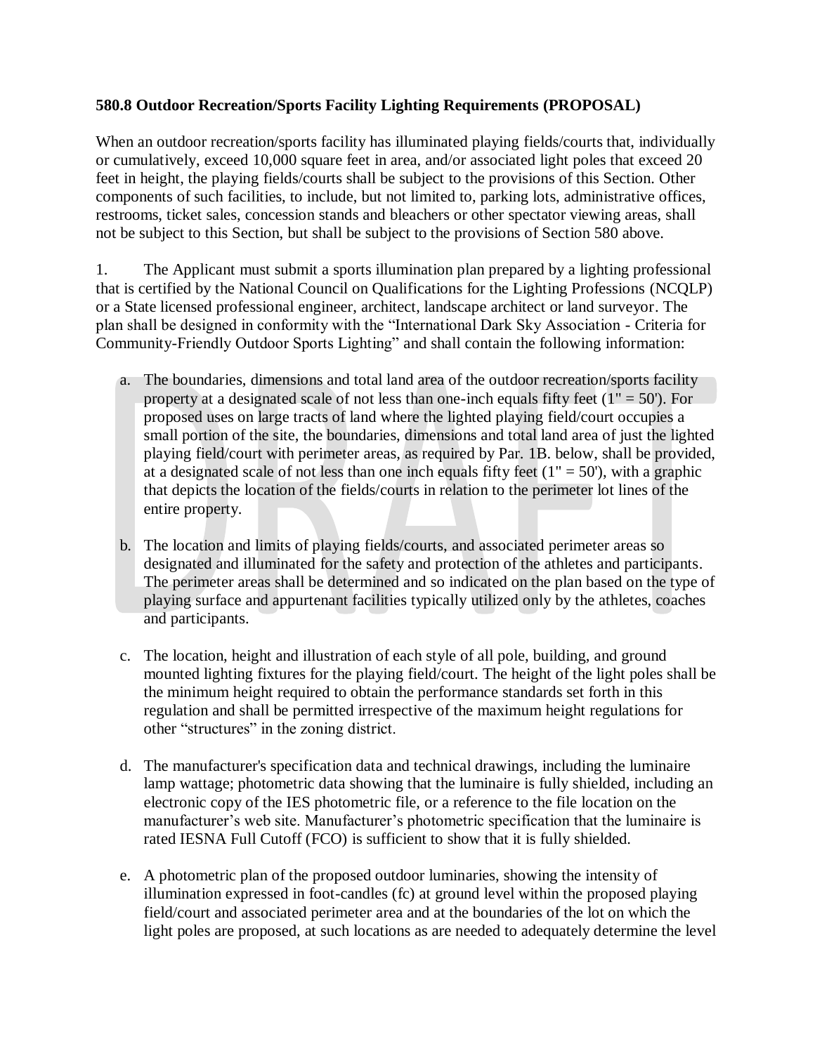**580.8 Outdoor Recreation/Sports Facility Lighting Requirements (PROPOSAL)**

When an outdoor recreation/sports facility has illuminated playing fields/courts that, individually or cumulatively, exceed 10,000 square feet in area, and/or associated light poles that exceed 20 feet in height, the playing fields/courts shall be subject to the provisions of this Section. Other components of such facilities, to include, but not limited to, parking lots, administrative offices, restrooms, ticket sales, concession stands and bleachers or other spectator viewing areas, shall not be subject to this Section, but shall be subject to the provisions of Section 580 above.

1. The Applicant must submit a sports illumination plan prepared by a lighting professional that is certified by the National Council on Qualifications for the Lighting Professions (NCQLP) or a State licensed professional engineer, architect, landscape architect or land surveyor. The plan shall be designed in conformity with the "International Dark Sky Association - Criteria for Community-Friendly Outdoor Sports Lighting" and shall contain the following information:

   a. The boundaries, dimensions and total land area of the outdoor recreation/sports facility property at a designated scale of not less than one-inch equals fifty feet (1" = 50'). For proposed uses on large tracts of land where the lighted playing field/court occupies a small portion of the site, the boundaries, dimensions and total land area of just the lighted playing field/court with perimeter areas, as required by Par. 1B. below, shall be provided, at a designated scale of not less than one inch equals fifty feet (1" = 50'), with a graphic that depicts the location of the fields/courts in relation to the perimeter lot lines of the entire property.

   b. The location and limits of playing fields/courts, and associated perimeter areas so designated and illuminated for the safety and protection of the athletes and participants. The perimeter areas shall be determined and so indicated on the plan based on the type of playing surface and appurtenant facilities typically utilized only by the athletes, coaches and participants.

   c. The location, height and illustration of each style of all pole, building, and ground mounted lighting fixtures for the playing field/court. The height of the light poles shall be the minimum height required to obtain the performance standards set forth in this regulation and shall be permitted irrespective of the maximum height regulations for other "structures" in the zoning district.

   d. The manufacturer's specification data and technical drawings, including the luminaire lamp wattage; photometric data showing that the luminaire is fully shielded, including an electronic copy of the IES photometric file, or a reference to the file location on the manufacturer's web site. Manufacturer's photometric specification that the luminaire is rated IESNA Full Cutoff (FCO) is sufficient to show that it is fully shielded.

   e. A photometric plan of the proposed outdoor luminaries, showing the intensity of illumination expressed in foot-candles (fc) at ground level within the proposed playing field/court and associated perimeter area and at the boundaries of the lot on which the light poles are proposed, at such locations as are needed to adequately determine the level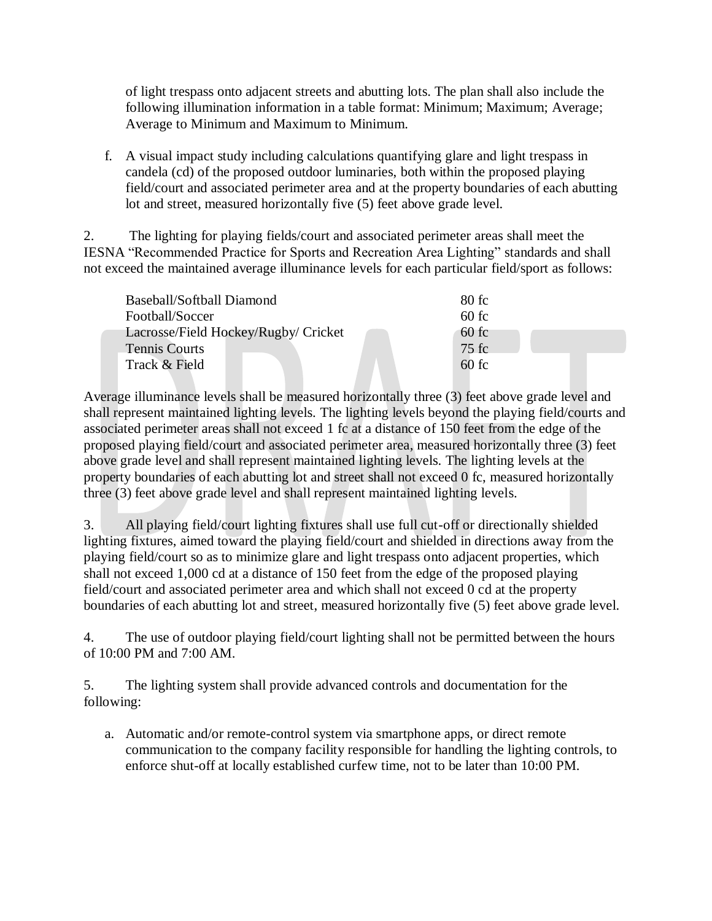of light trespass onto adjacent streets and abutting lots. The plan shall also include the following illumination information in a table format: Minimum; Maximum; Average; Average to Minimum and Maximum to Minimum.

f. A visual impact study including calculations quantifying glare and light trespass in candela (cd) of the proposed outdoor luminaries, both within the proposed playing field/court and associated perimeter area and at the property boundaries of each abutting lot and street, measured horizontally five (5) feet above grade level.

2. The lighting for playing fields/court and associated perimeter areas shall meet the IESNA "Recommended Practice for Sports and Recreation Area Lighting" standards and shall not exceed the maintained average illuminance levels for each particular field/sport as follows:

| | |
|---|---|
| Baseball/Softball Diamond | 80 fc |
| Football/Soccer | 60 fc |
| Lacrosse/Field Hockey/Rugby/ Cricket | 60 fc |
| Tennis Courts | 75 fc |
| Track & Field | 60 fc |

Average illuminance levels shall be measured horizontally three (3) feet above grade level and shall represent maintained lighting levels. The lighting levels beyond the playing field/courts and associated perimeter areas shall not exceed 1 fc at a distance of 150 feet from the edge of the proposed playing field/court and associated perimeter area, measured horizontally three (3) feet above grade level and shall represent maintained lighting levels. The lighting levels at the property boundaries of each abutting lot and street shall not exceed 0 fc, measured horizontally three (3) feet above grade level and shall represent maintained lighting levels.

3. All playing field/court lighting fixtures shall use full cut-off or directionally shielded lighting fixtures, aimed toward the playing field/court and shielded in directions away from the playing field/court so as to minimize glare and light trespass onto adjacent properties, which shall not exceed 1,000 cd at a distance of 150 feet from the edge of the proposed playing field/court and associated perimeter area and which shall not exceed 0 cd at the property boundaries of each abutting lot and street, measured horizontally five (5) feet above grade level.

4. The use of outdoor playing field/court lighting shall not be permitted between the hours of 10:00 PM and 7:00 AM.

5. The lighting system shall provide advanced controls and documentation for the following:

a. Automatic and/or remote-control system via smartphone apps, or direct remote communication to the company facility responsible for handling the lighting controls, to enforce shut-off at locally established curfew time, not to be later than 10:00 PM.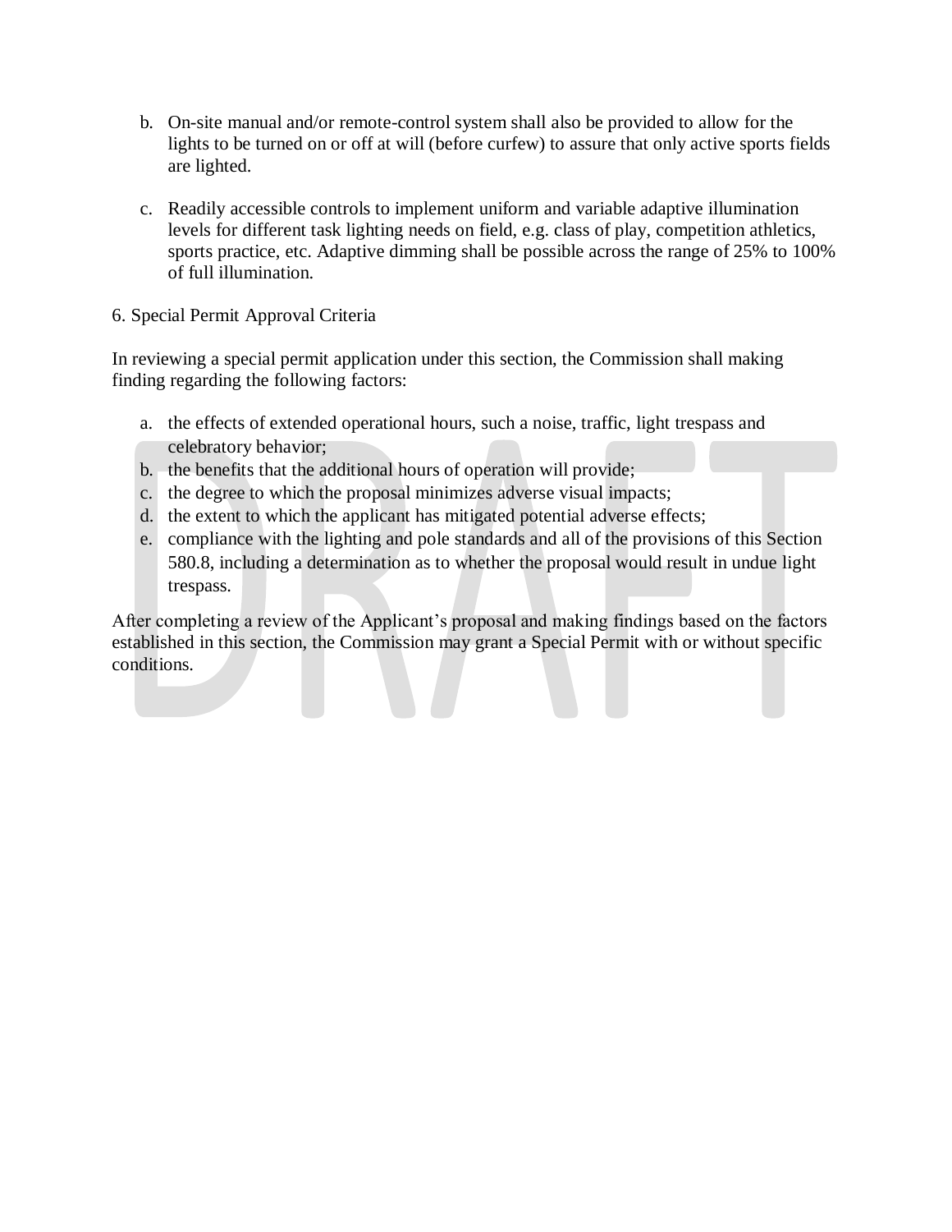b. On-site manual and/or remote-control system shall also be provided to allow for the lights to be turned on or off at will (before curfew) to assure that only active sports fields are lighted.

c. Readily accessible controls to implement uniform and variable adaptive illumination levels for different task lighting needs on field, e.g. class of play, competition athletics, sports practice, etc. Adaptive dimming shall be possible across the range of 25% to 100% of full illumination.

6. Special Permit Approval Criteria

In reviewing a special permit application under this section, the Commission shall making finding regarding the following factors:

a. the effects of extended operational hours, such a noise, traffic, light trespass and celebratory behavior;
b. the benefits that the additional hours of operation will provide;
c. the degree to which the proposal minimizes adverse visual impacts;
d. the extent to which the applicant has mitigated potential adverse effects;
e. compliance with the lighting and pole standards and all of the provisions of this Section 580.8, including a determination as to whether the proposal would result in undue light trespass.

After completing a review of the Applicant's proposal and making findings based on the factors established in this section, the Commission may grant a Special Permit with or without specific conditions.